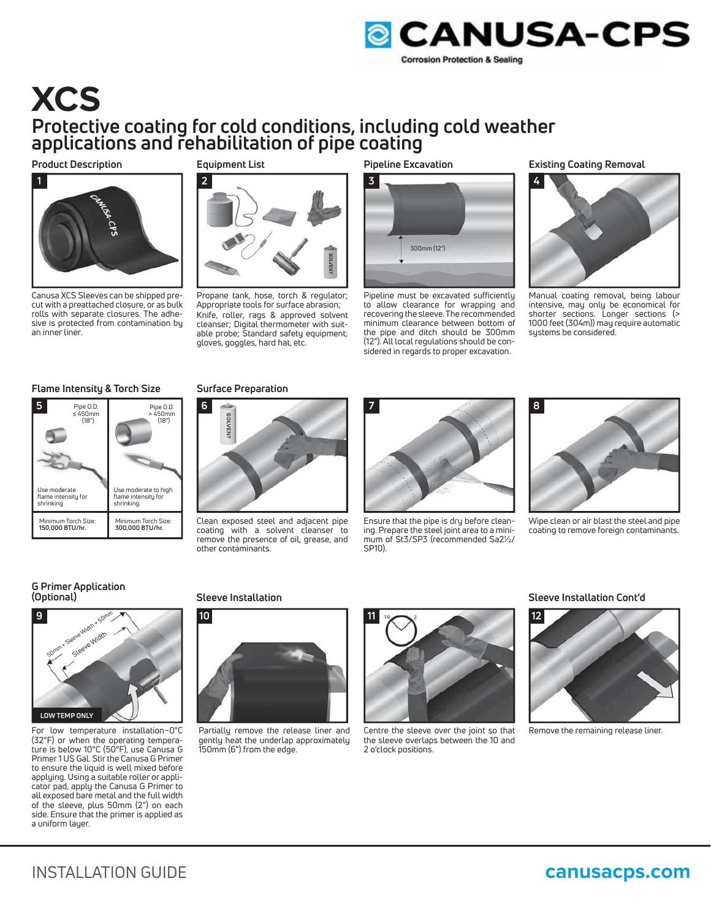# XCS

## Protective coating for cold conditions, including cold weather applications and rehabilitation of pipe coating

### Product Description

**1**

Canusa XCS Sleeves can be shipped pre-cut with a preattached closure, or as bulk rolls with separate closures. The adhesive is protected from contamination by an inner liner.

### Equipment List

**2**

Propane tank, hose, torch & regulator; Appropriate tools for surface abrasion; Knife, roller, rags & approved solvent cleanser; Digital thermometer with suitable probe; Standard safety equipment; gloves, goggles, hard hat, etc.

### Pipeline Excavation

**3**

300mm (12")

Pipeline must be excavated sufficiently to allow clearance for wrapping and recovering the sleeve. The recommended minimum clearance between bottom of the pipe and ditch should be 300mm (12"). All local regulations should be considered in regards to proper excavation.

### Existing Coating Removal

**4**

Manual coating removal, being labour intensive, may only be economical for shorter sections. Longer sections (> 1000 feet (304m)) may require automatic systems be considered.

### Flame Intensity & Torch Size

**5**

| Pipe O.D. ≤ 450mm (18") | Pipe O.D. > 450mm (18") |
|---|---|
| Use moderate flame intensity for shrinking. | Use moderate to high flame intensity for shrinking. |
| Minimum Torch Size: **150,000 BTU/hr.** | Minimum Torch Size: **300,000 BTU/hr.** |

### Surface Preparation

**6**

Clean exposed steel and adjacent pipe coating with a solvent cleanser to remove the presence of oil, grease, and other contaminants.

**7**

Ensure that the pipe is dry before cleaning. Prepare the steel joint area to a minimum of St3/SP3 (recommended Sa2½/SP10).

**8**

Wipe clean or air blast the steel and pipe coating to remove foreign contaminants.

### G Primer Application (Optional)

**9**

50mm + Sleeve Width + 50mm

Sleeve Width

LOW TEMP ONLY

For low temperature installation~0°C (32°F) or when the operating temperature is below 10°C (50°F), use Canusa G Primer 1 US Gal. Stir the Canusa G Primer to ensure the liquid is well mixed before applying. Using a suitable roller or applicator pad, apply the Canusa G Primer to all exposed bare metal and the full width of the sleeve, plus 50mm (2") on each side. Ensure that the primer is applied as a uniform layer.

### Sleeve Installation

**10**

Partially remove the release liner and gently heat the underlap approximately 150mm (6") from the edge.

**11**

Centre the sleeve over the joint so that the sleeve overlaps between the 10 and 2 o'clock positions.

### Sleeve Installation Cont'd

**12**

Remove the remaining release liner.

INSTALLATION GUIDE

canusacps.com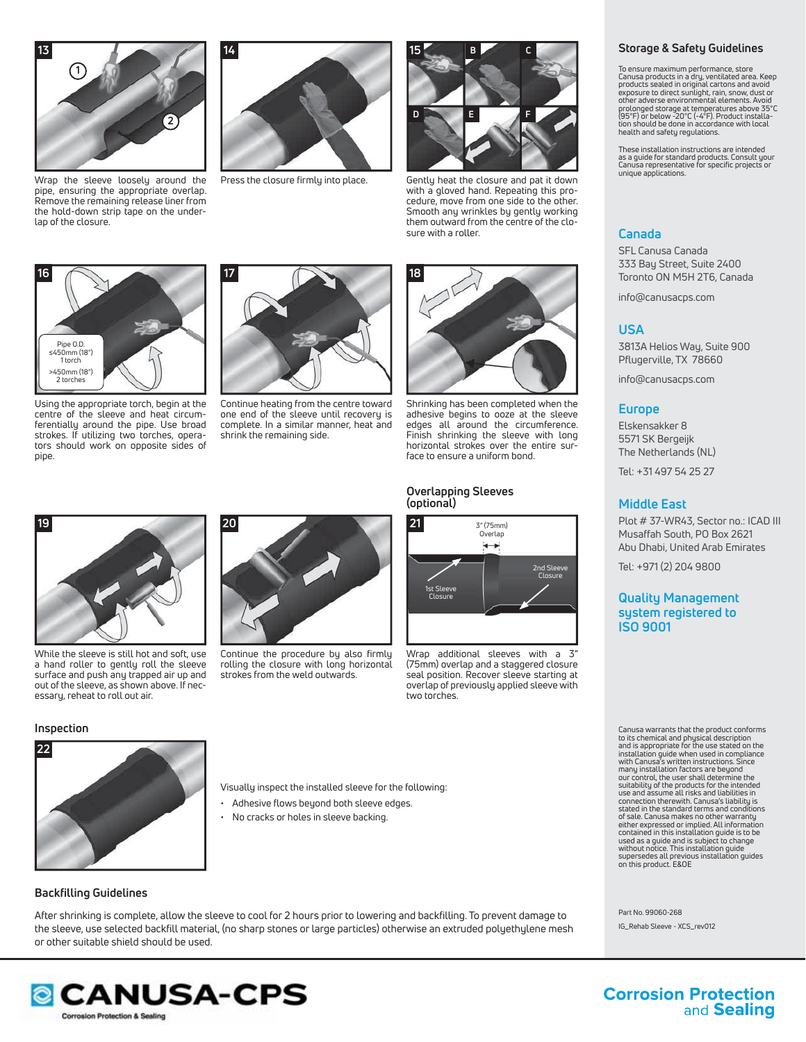13

Wrap the sleeve loosely around the pipe, ensuring the appropriate overlap. Remove the remaining release liner from the hold-down strip tape on the underlap of the closure.

14

Press the closure firmly into place.

15

Gently heat the closure and pat it down with a gloved hand. Repeating this procedure, move from one side to the other. Smooth any wrinkles by gently working them outward from the centre of the closure with a roller.

16

Pipe O.D.
≤450mm (18")
1 torch
>450mm (18")
2 torches

Using the appropriate torch, begin at the centre of the sleeve and heat circumferentially around the pipe. Use broad strokes. If utilizing two torches, operators should work on opposite sides of pipe.

17

Continue heating from the centre toward one end of the sleeve until recovery is complete. In a similar manner, heat and shrink the remaining side.

18

Shrinking has been completed when the adhesive begins to ooze at the sleeve edges all around the circumference. Finish shrinking the sleeve with long horizontal strokes over the entire surface to ensure a uniform bond.

19

While the sleeve is still hot and soft, use a hand roller to gently roll the sleeve surface and push any trapped air up and out of the sleeve, as shown above. If necessary, reheat to roll out air.

20

Continue the procedure by also firmly rolling the closure with long horizontal strokes from the weld outwards.

## Overlapping Sleeves (optional)

21

3" (75mm) Overlap
1st Sleeve Closure
2nd Sleeve Closure

Wrap additional sleeves with a 3" (75mm) overlap and a staggered closure seal position. Recover sleeve starting at overlap of previously applied sleeve with two torches.

## Inspection

22

Visually inspect the installed sleeve for the following:

- Adhesive flows beyond both sleeve edges.
- No cracks or holes in sleeve backing.

## Backfilling Guidelines

After shrinking is complete, allow the sleeve to cool for 2 hours prior to lowering and backfilling. To prevent damage to the sleeve, use selected backfill material, (no sharp stones or large particles) otherwise an extruded polyethylene mesh or other suitable shield should be used.

## Storage & Safety Guidelines

To ensure maximum performance, store Canusa products in a dry, ventilated area. Keep products sealed in original cartons and avoid exposure to direct sunlight, rain, snow, dust or other adverse environmental elements. Avoid prolonged storage at temperatures above 35°C (95°F) or below -20°C (-4°F). Product installation should be done in accordance with local health and safety regulations.

These installation instructions are intended as a guide for standard products. Consult your Canusa representative for specific projects or unique applications.

## Canada

SFL Canusa Canada
333 Bay Street, Suite 2400
Toronto ON M5H 2T6, Canada

info@canusacps.com

## USA

3813A Helios Way, Suite 900
Pflugerville, TX 78660

info@canusacps.com

## Europe

Elskensakker 8
5571 SK Bergeijk
The Netherlands (NL)

Tel: +31 497 54 25 27

## Middle East

Plot # 37-WR43, Sector no.: ICAD III
Musaffah South, PO Box 2621
Abu Dhabi, United Arab Emirates

Tel: +971 (2) 204 9800

## Quality Management system registered to ISO 9001

Canusa warrants that the product conforms to its chemical and physical description and is appropriate for the use stated on the installation guide when used in compliance with Canusa's written instructions. Since many installation factors are beyond our control, the user shall determine the suitability of the products for the intended use and assume all risks and liabilities in connection therewith. Canusa's liability is stated in the standard terms and conditions of sale. Canusa makes no other warranty either expressed or implied. All information contained in this installation guide is to be used as a guide and is subject to change without notice. This installation guide supersedes all previous installation guides on this product. E&OE

Part No. 99060-268

IG_Rehab Sleeve - XCS_rev012

CANUSA-CPS
Corrosion Protection & Sealing

Corrosion Protection and Sealing